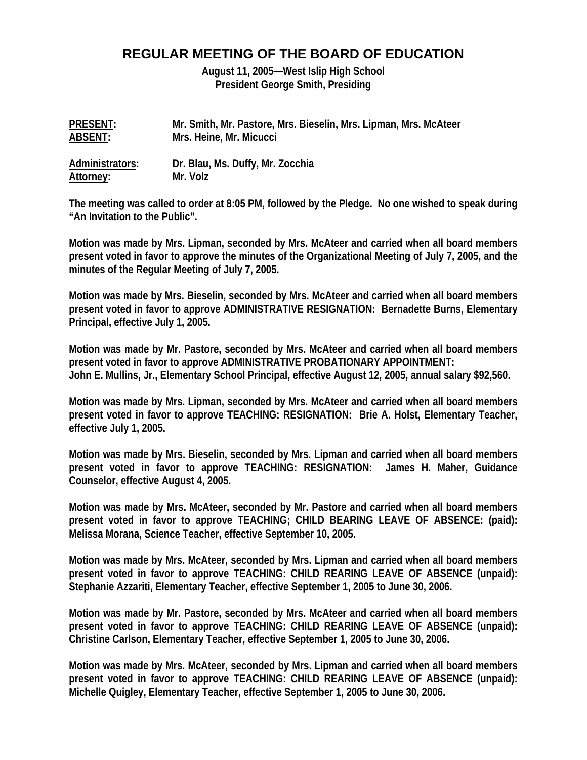# REGULAR MEETING OF THE BOARD OF EDUCATION

**August 11, 2005—West Islip High School**
**President George Smith, Presiding**

**PRESENT:** Mr. Smith, Mr. Pastore, Mrs. Bieselin, Mrs. Lipman, Mrs. McAteer
**ABSENT:** Mrs. Heine, Mr. Micucci

**Administrators:** Dr. Blau, Ms. Duffy, Mr. Zocchia
**Attorney:** Mr. Volz

The meeting was called to order at 8:05 PM, followed by the Pledge. No one wished to speak during "An Invitation to the Public".

Motion was made by Mrs. Lipman, seconded by Mrs. McAteer and carried when all board members present voted in favor to approve the minutes of the Organizational Meeting of July 7, 2005, and the minutes of the Regular Meeting of July 7, 2005.

Motion was made by Mrs. Bieselin, seconded by Mrs. McAteer and carried when all board members present voted in favor to approve ADMINISTRATIVE RESIGNATION: Bernadette Burns, Elementary Principal, effective July 1, 2005.

Motion was made by Mr. Pastore, seconded by Mrs. McAteer and carried when all board members present voted in favor to approve ADMINISTRATIVE PROBATIONARY APPOINTMENT:
John E. Mullins, Jr., Elementary School Principal, effective August 12, 2005, annual salary $92,560.

Motion was made by Mrs. Lipman, seconded by Mrs. McAteer and carried when all board members present voted in favor to approve TEACHING: RESIGNATION: Brie A. Holst, Elementary Teacher, effective July 1, 2005.

Motion was made by Mrs. Bieselin, seconded by Mrs. Lipman and carried when all board members present voted in favor to approve TEACHING: RESIGNATION: James H. Maher, Guidance Counselor, effective August 4, 2005.

Motion was made by Mrs. McAteer, seconded by Mr. Pastore and carried when all board members present voted in favor to approve TEACHING; CHILD BEARING LEAVE OF ABSENCE: (paid): Melissa Morana, Science Teacher, effective September 10, 2005.

Motion was made by Mrs. McAteer, seconded by Mrs. Lipman and carried when all board members present voted in favor to approve TEACHING: CHILD REARING LEAVE OF ABSENCE (unpaid): Stephanie Azzariti, Elementary Teacher, effective September 1, 2005 to June 30, 2006.

Motion was made by Mr. Pastore, seconded by Mrs. McAteer and carried when all board members present voted in favor to approve TEACHING: CHILD REARING LEAVE OF ABSENCE (unpaid): Christine Carlson, Elementary Teacher, effective September 1, 2005 to June 30, 2006.

Motion was made by Mrs. McAteer, seconded by Mrs. Lipman and carried when all board members present voted in favor to approve TEACHING: CHILD REARING LEAVE OF ABSENCE (unpaid): Michelle Quigley, Elementary Teacher, effective September 1, 2005 to June 30, 2006.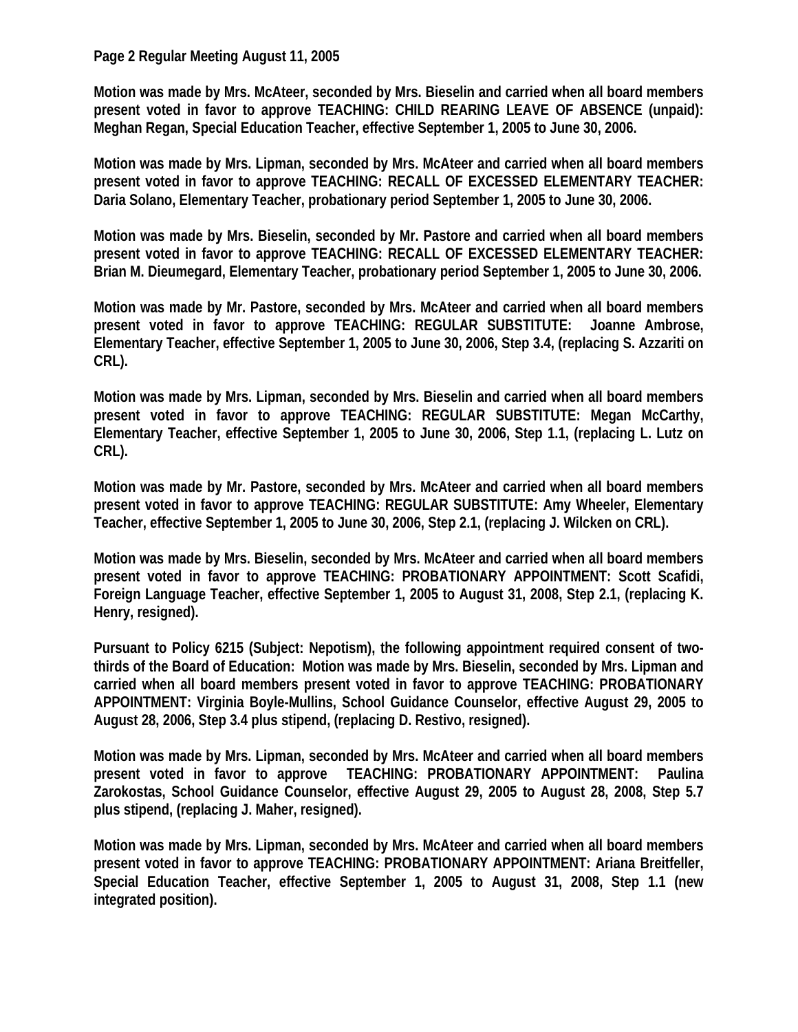**Motion was made by Mrs. McAteer, seconded by Mrs. Bieselin and carried when all board members present voted in favor to approve TEACHING: CHILD REARING LEAVE OF ABSENCE (unpaid): Meghan Regan, Special Education Teacher, effective September 1, 2005 to June 30, 2006.**

**Motion was made by Mrs. Lipman, seconded by Mrs. McAteer and carried when all board members present voted in favor to approve TEACHING: RECALL OF EXCESSED ELEMENTARY TEACHER: Daria Solano, Elementary Teacher, probationary period September 1, 2005 to June 30, 2006.**

**Motion was made by Mrs. Bieselin, seconded by Mr. Pastore and carried when all board members present voted in favor to approve TEACHING: RECALL OF EXCESSED ELEMENTARY TEACHER: Brian M. Dieumegard, Elementary Teacher, probationary period September 1, 2005 to June 30, 2006.**

**Motion was made by Mr. Pastore, seconded by Mrs. McAteer and carried when all board members present voted in favor to approve TEACHING: REGULAR SUBSTITUTE: Joanne Ambrose, Elementary Teacher, effective September 1, 2005 to June 30, 2006, Step 3.4, (replacing S. Azzariti on CRL).**

**Motion was made by Mrs. Lipman, seconded by Mrs. Bieselin and carried when all board members present voted in favor to approve TEACHING: REGULAR SUBSTITUTE: Megan McCarthy, Elementary Teacher, effective September 1, 2005 to June 30, 2006, Step 1.1, (replacing L. Lutz on CRL).**

**Motion was made by Mr. Pastore, seconded by Mrs. McAteer and carried when all board members present voted in favor to approve TEACHING: REGULAR SUBSTITUTE: Amy Wheeler, Elementary Teacher, effective September 1, 2005 to June 30, 2006, Step 2.1, (replacing J. Wilcken on CRL).**

**Motion was made by Mrs. Bieselin, seconded by Mrs. McAteer and carried when all board members present voted in favor to approve TEACHING: PROBATIONARY APPOINTMENT: Scott Scafidi, Foreign Language Teacher, effective September 1, 2005 to August 31, 2008, Step 2.1, (replacing K. Henry, resigned).**

**Pursuant to Policy 6215 (Subject: Nepotism), the following appointment required consent of two-thirds of the Board of Education: Motion was made by Mrs. Bieselin, seconded by Mrs. Lipman and carried when all board members present voted in favor to approve TEACHING: PROBATIONARY APPOINTMENT: Virginia Boyle-Mullins, School Guidance Counselor, effective August 29, 2005 to August 28, 2006, Step 3.4 plus stipend, (replacing D. Restivo, resigned).**

**Motion was made by Mrs. Lipman, seconded by Mrs. McAteer and carried when all board members present voted in favor to approve TEACHING: PROBATIONARY APPOINTMENT: Paulina Zarokostas, School Guidance Counselor, effective August 29, 2005 to August 28, 2008, Step 5.7 plus stipend, (replacing J. Maher, resigned).**

**Motion was made by Mrs. Lipman, seconded by Mrs. McAteer and carried when all board members present voted in favor to approve TEACHING: PROBATIONARY APPOINTMENT: Ariana Breitfeller, Special Education Teacher, effective September 1, 2005 to August 31, 2008, Step 1.1 (new integrated position).**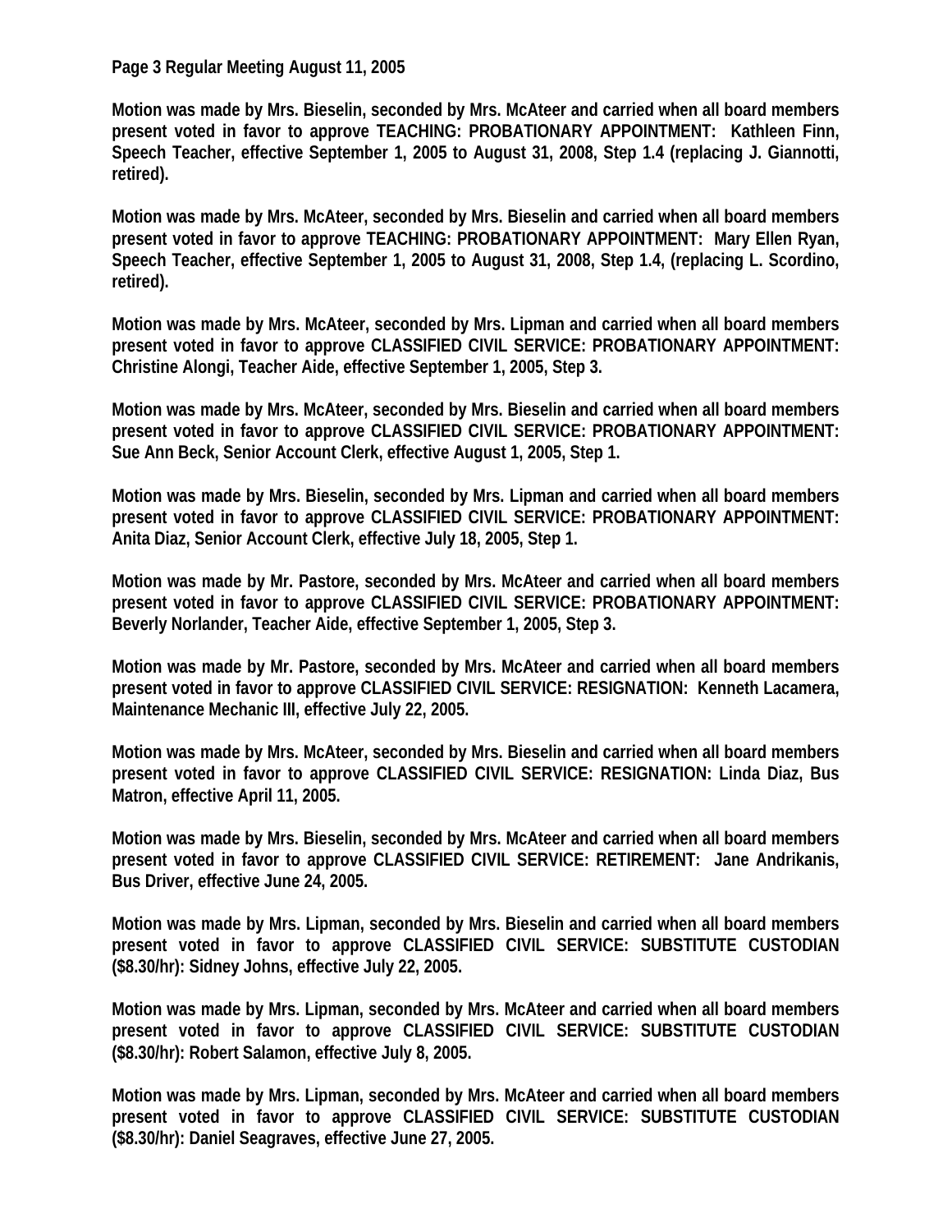**Motion was made by Mrs. Bieselin, seconded by Mrs. McAteer and carried when all board members present voted in favor to approve TEACHING: PROBATIONARY APPOINTMENT: Kathleen Finn, Speech Teacher, effective September 1, 2005 to August 31, 2008, Step 1.4 (replacing J. Giannotti, retired).**

**Motion was made by Mrs. McAteer, seconded by Mrs. Bieselin and carried when all board members present voted in favor to approve TEACHING: PROBATIONARY APPOINTMENT: Mary Ellen Ryan, Speech Teacher, effective September 1, 2005 to August 31, 2008, Step 1.4, (replacing L. Scordino, retired).**

**Motion was made by Mrs. McAteer, seconded by Mrs. Lipman and carried when all board members present voted in favor to approve CLASSIFIED CIVIL SERVICE: PROBATIONARY APPOINTMENT: Christine Alongi, Teacher Aide, effective September 1, 2005, Step 3.**

**Motion was made by Mrs. McAteer, seconded by Mrs. Bieselin and carried when all board members present voted in favor to approve CLASSIFIED CIVIL SERVICE: PROBATIONARY APPOINTMENT: Sue Ann Beck, Senior Account Clerk, effective August 1, 2005, Step 1.**

**Motion was made by Mrs. Bieselin, seconded by Mrs. Lipman and carried when all board members present voted in favor to approve CLASSIFIED CIVIL SERVICE: PROBATIONARY APPOINTMENT: Anita Diaz, Senior Account Clerk, effective July 18, 2005, Step 1.**

**Motion was made by Mr. Pastore, seconded by Mrs. McAteer and carried when all board members present voted in favor to approve CLASSIFIED CIVIL SERVICE: PROBATIONARY APPOINTMENT: Beverly Norlander, Teacher Aide, effective September 1, 2005, Step 3.**

**Motion was made by Mr. Pastore, seconded by Mrs. McAteer and carried when all board members present voted in favor to approve CLASSIFIED CIVIL SERVICE: RESIGNATION: Kenneth Lacamera, Maintenance Mechanic III, effective July 22, 2005.**

**Motion was made by Mrs. McAteer, seconded by Mrs. Bieselin and carried when all board members present voted in favor to approve CLASSIFIED CIVIL SERVICE: RESIGNATION: Linda Diaz, Bus Matron, effective April 11, 2005.**

**Motion was made by Mrs. Bieselin, seconded by Mrs. McAteer and carried when all board members present voted in favor to approve CLASSIFIED CIVIL SERVICE: RETIREMENT: Jane Andrikanis, Bus Driver, effective June 24, 2005.**

**Motion was made by Mrs. Lipman, seconded by Mrs. Bieselin and carried when all board members present voted in favor to approve CLASSIFIED CIVIL SERVICE: SUBSTITUTE CUSTODIAN ($8.30/hr): Sidney Johns, effective July 22, 2005.**

**Motion was made by Mrs. Lipman, seconded by Mrs. McAteer and carried when all board members present voted in favor to approve CLASSIFIED CIVIL SERVICE: SUBSTITUTE CUSTODIAN ($8.30/hr): Robert Salamon, effective July 8, 2005.**

**Motion was made by Mrs. Lipman, seconded by Mrs. McAteer and carried when all board members present voted in favor to approve CLASSIFIED CIVIL SERVICE: SUBSTITUTE CUSTODIAN ($8.30/hr): Daniel Seagraves, effective June 27, 2005.**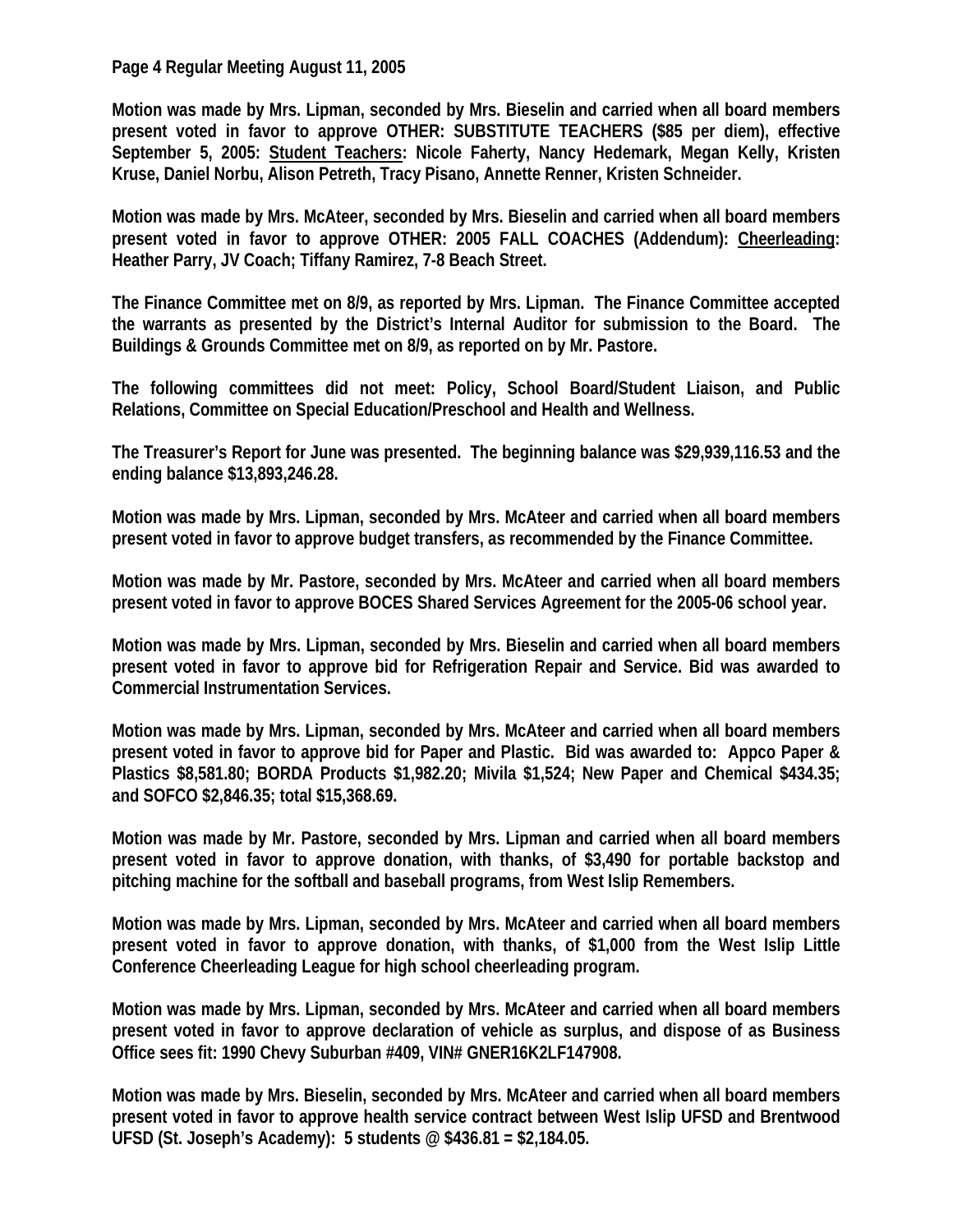Motion was made by Mrs. Lipman, seconded by Mrs. Bieselin and carried when all board members present voted in favor to approve OTHER: SUBSTITUTE TEACHERS ($85 per diem), effective September 5, 2005: Student Teachers: Nicole Faherty, Nancy Hedemark, Megan Kelly, Kristen Kruse, Daniel Norbu, Alison Petreth, Tracy Pisano, Annette Renner, Kristen Schneider.

Motion was made by Mrs. McAteer, seconded by Mrs. Bieselin and carried when all board members present voted in favor to approve OTHER: 2005 FALL COACHES (Addendum): Cheerleading: Heather Parry, JV Coach; Tiffany Ramirez, 7-8 Beach Street.

The Finance Committee met on 8/9, as reported by Mrs. Lipman. The Finance Committee accepted the warrants as presented by the District's Internal Auditor for submission to the Board. The Buildings & Grounds Committee met on 8/9, as reported on by Mr. Pastore.

The following committees did not meet: Policy, School Board/Student Liaison, and Public Relations, Committee on Special Education/Preschool and Health and Wellness.

The Treasurer's Report for June was presented. The beginning balance was $29,939,116.53 and the ending balance $13,893,246.28.

Motion was made by Mrs. Lipman, seconded by Mrs. McAteer and carried when all board members present voted in favor to approve budget transfers, as recommended by the Finance Committee.

Motion was made by Mr. Pastore, seconded by Mrs. McAteer and carried when all board members present voted in favor to approve BOCES Shared Services Agreement for the 2005-06 school year.

Motion was made by Mrs. Lipman, seconded by Mrs. Bieselin and carried when all board members present voted in favor to approve bid for Refrigeration Repair and Service. Bid was awarded to Commercial Instrumentation Services.

Motion was made by Mrs. Lipman, seconded by Mrs. McAteer and carried when all board members present voted in favor to approve bid for Paper and Plastic. Bid was awarded to: Appco Paper & Plastics $8,581.80; BORDA Products $1,982.20; Mivila $1,524; New Paper and Chemical $434.35; and SOFCO $2,846.35; total $15,368.69.

Motion was made by Mr. Pastore, seconded by Mrs. Lipman and carried when all board members present voted in favor to approve donation, with thanks, of $3,490 for portable backstop and pitching machine for the softball and baseball programs, from West Islip Remembers.

Motion was made by Mrs. Lipman, seconded by Mrs. McAteer and carried when all board members present voted in favor to approve donation, with thanks, of $1,000 from the West Islip Little Conference Cheerleading League for high school cheerleading program.

Motion was made by Mrs. Lipman, seconded by Mrs. McAteer and carried when all board members present voted in favor to approve declaration of vehicle as surplus, and dispose of as Business Office sees fit: 1990 Chevy Suburban #409, VIN# GNER16K2LF147908.

Motion was made by Mrs. Bieselin, seconded by Mrs. McAteer and carried when all board members present voted in favor to approve health service contract between West Islip UFSD and Brentwood UFSD (St. Joseph's Academy): 5 students @ $436.81 = $2,184.05.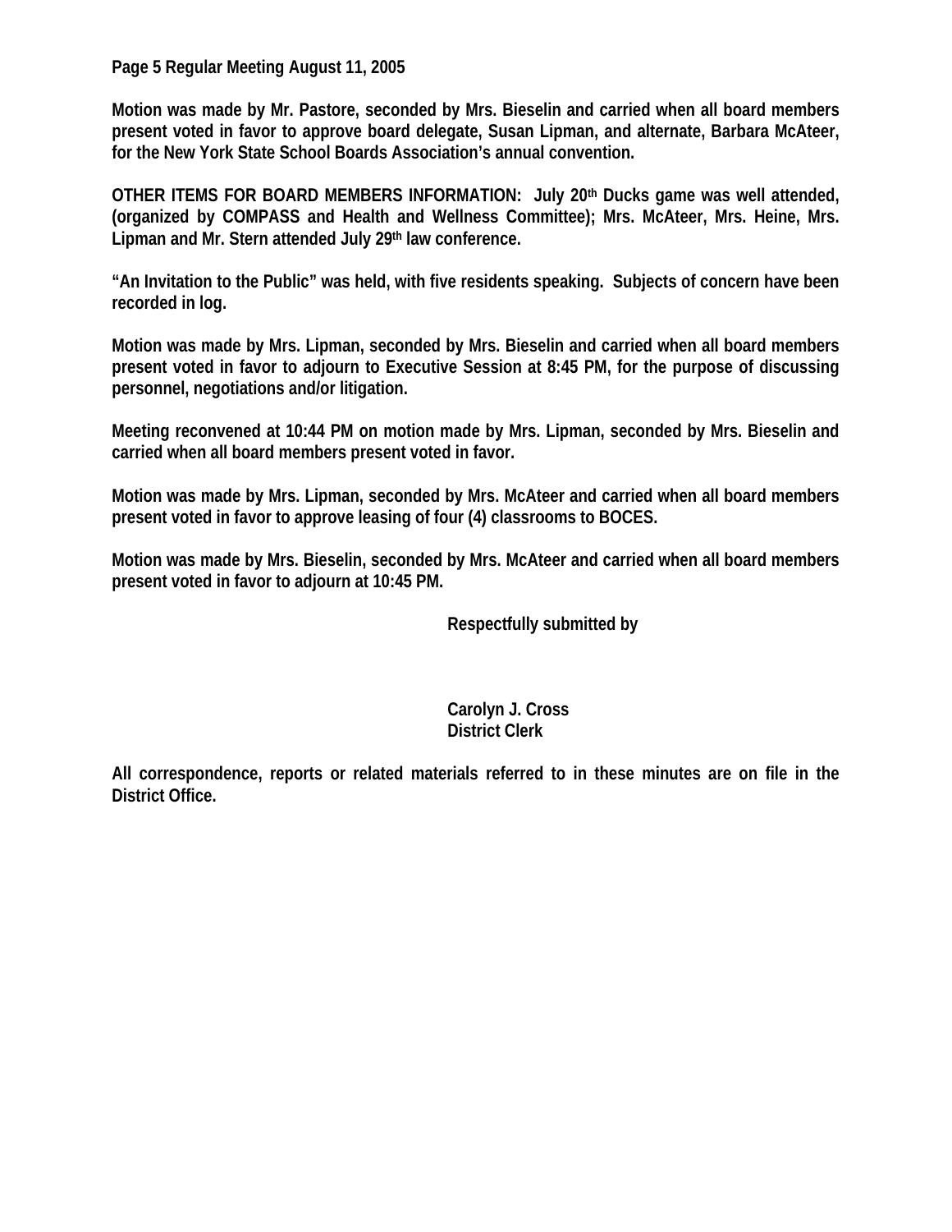**Motion was made by Mr. Pastore, seconded by Mrs. Bieselin and carried when all board members present voted in favor to approve board delegate, Susan Lipman, and alternate, Barbara McAteer, for the New York State School Boards Association's annual convention.**

**OTHER ITEMS FOR BOARD MEMBERS INFORMATION: July 20th Ducks game was well attended, (organized by COMPASS and Health and Wellness Committee); Mrs. McAteer, Mrs. Heine, Mrs. Lipman and Mr. Stern attended July 29th law conference.**

**"An Invitation to the Public" was held, with five residents speaking. Subjects of concern have been recorded in log.**

**Motion was made by Mrs. Lipman, seconded by Mrs. Bieselin and carried when all board members present voted in favor to adjourn to Executive Session at 8:45 PM, for the purpose of discussing personnel, negotiations and/or litigation.**

**Meeting reconvened at 10:44 PM on motion made by Mrs. Lipman, seconded by Mrs. Bieselin and carried when all board members present voted in favor.**

**Motion was made by Mrs. Lipman, seconded by Mrs. McAteer and carried when all board members present voted in favor to approve leasing of four (4) classrooms to BOCES.**

**Motion was made by Mrs. Bieselin, seconded by Mrs. McAteer and carried when all board members present voted in favor to adjourn at 10:45 PM.**

**Respectfully submitted by**

**Carolyn J. Cross**
**District Clerk**

**All correspondence, reports or related materials referred to in these minutes are on file in the District Office.**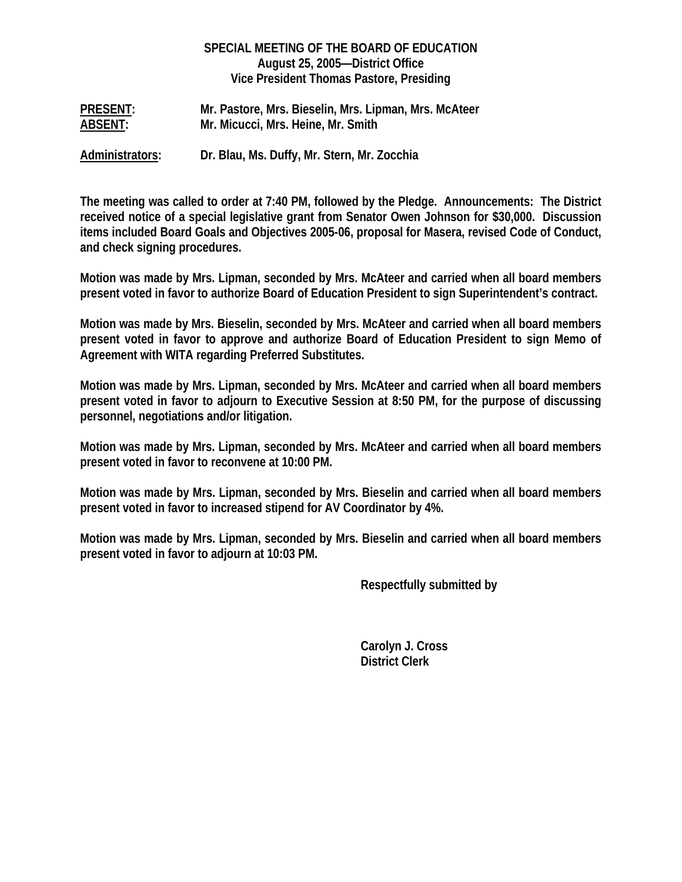**SPECIAL MEETING OF THE BOARD OF EDUCATION**
**August 25, 2005—District Office**
**Vice President Thomas Pastore, Presiding**

**PRESENT:** Mr. Pastore, Mrs. Bieselin, Mrs. Lipman, Mrs. McAteer
**ABSENT:** Mr. Micucci, Mrs. Heine, Mr. Smith

**Administrators:** Dr. Blau, Ms. Duffy, Mr. Stern, Mr. Zocchia

The meeting was called to order at 7:40 PM, followed by the Pledge. Announcements: The District received notice of a special legislative grant from Senator Owen Johnson for $30,000. Discussion items included Board Goals and Objectives 2005-06, proposal for Masera, revised Code of Conduct, and check signing procedures.

Motion was made by Mrs. Lipman, seconded by Mrs. McAteer and carried when all board members present voted in favor to authorize Board of Education President to sign Superintendent's contract.

Motion was made by Mrs. Bieselin, seconded by Mrs. McAteer and carried when all board members present voted in favor to approve and authorize Board of Education President to sign Memo of Agreement with WITA regarding Preferred Substitutes.

Motion was made by Mrs. Lipman, seconded by Mrs. McAteer and carried when all board members present voted in favor to adjourn to Executive Session at 8:50 PM, for the purpose of discussing personnel, negotiations and/or litigation.

Motion was made by Mrs. Lipman, seconded by Mrs. McAteer and carried when all board members present voted in favor to reconvene at 10:00 PM.

Motion was made by Mrs. Lipman, seconded by Mrs. Bieselin and carried when all board members present voted in favor to increased stipend for AV Coordinator by 4%.

Motion was made by Mrs. Lipman, seconded by Mrs. Bieselin and carried when all board members present voted in favor to adjourn at 10:03 PM.

Respectfully submitted by

Carolyn J. Cross
District Clerk